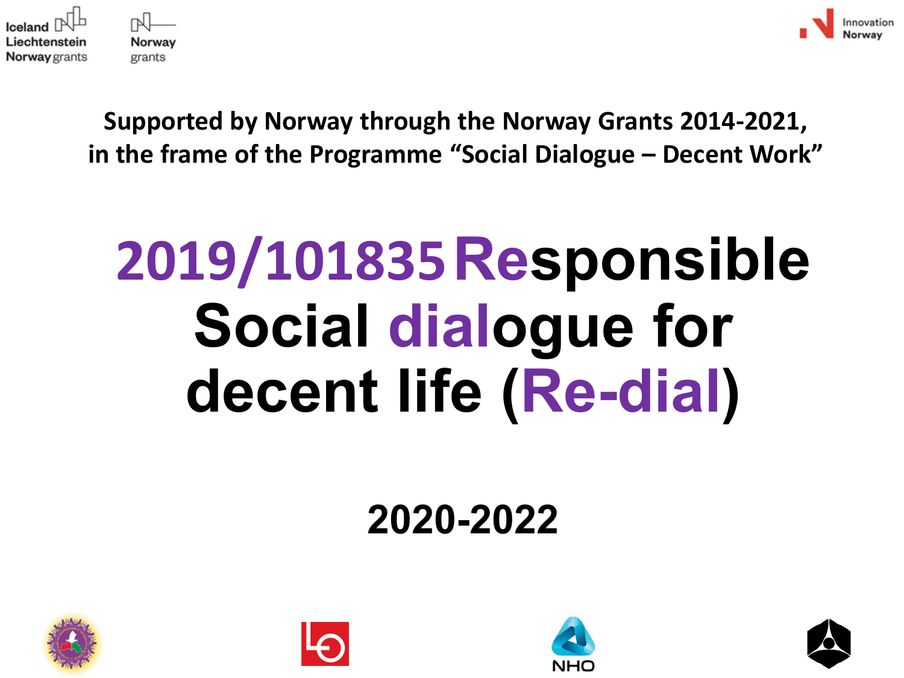Iceland Liechtenstein Norway grants

Norway grants

Innovation Norway

**Supported by Norway through the Norway Grants 2014-2021, in the frame of the Programme "Social Dialogue – Decent Work"**

# 2019/101835 Responsible Social dialogue for decent life (Re-dial)

## 2020-2022

NHO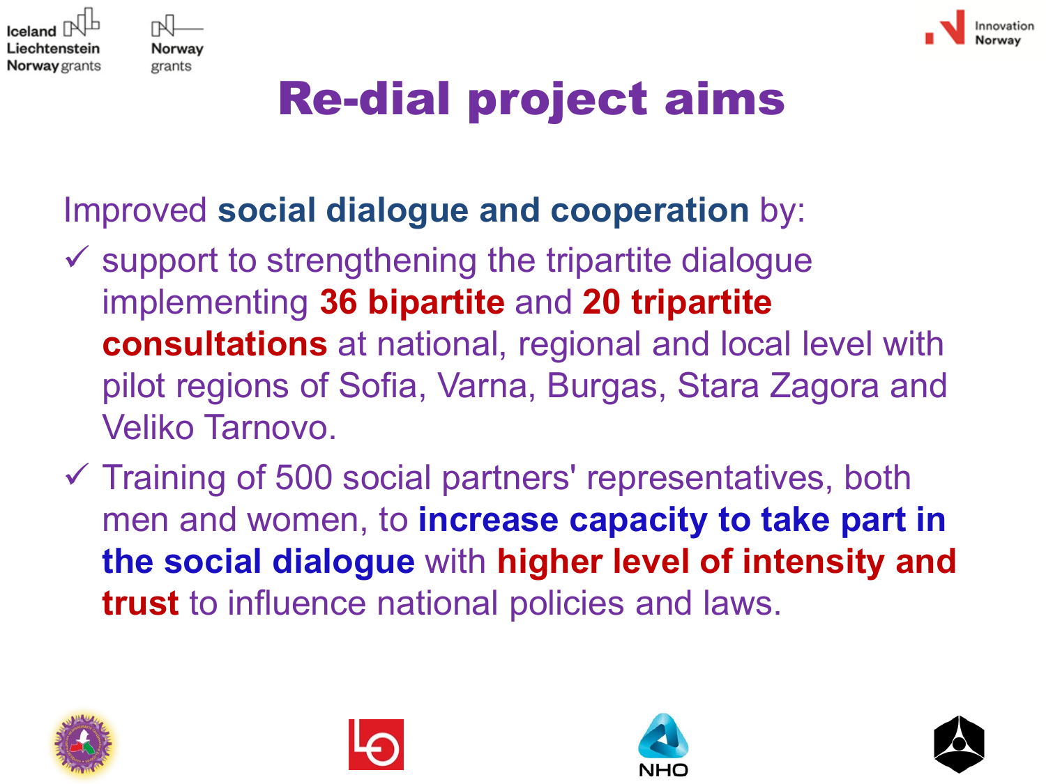# Re-dial project aims

Improved **social dialogue and cooperation** by:

- ✓ support to strengthening the tripartite dialogue implementing **36 bipartite** and **20 tripartite consultations** at national, regional and local level with pilot regions of Sofia, Varna, Burgas, Stara Zagora and Veliko Tarnovo.
- ✓ Training of 500 social partners' representatives, both men and women, to **increase capacity to take part in the social dialogue** with **higher level of intensity and trust** to influence national policies and laws.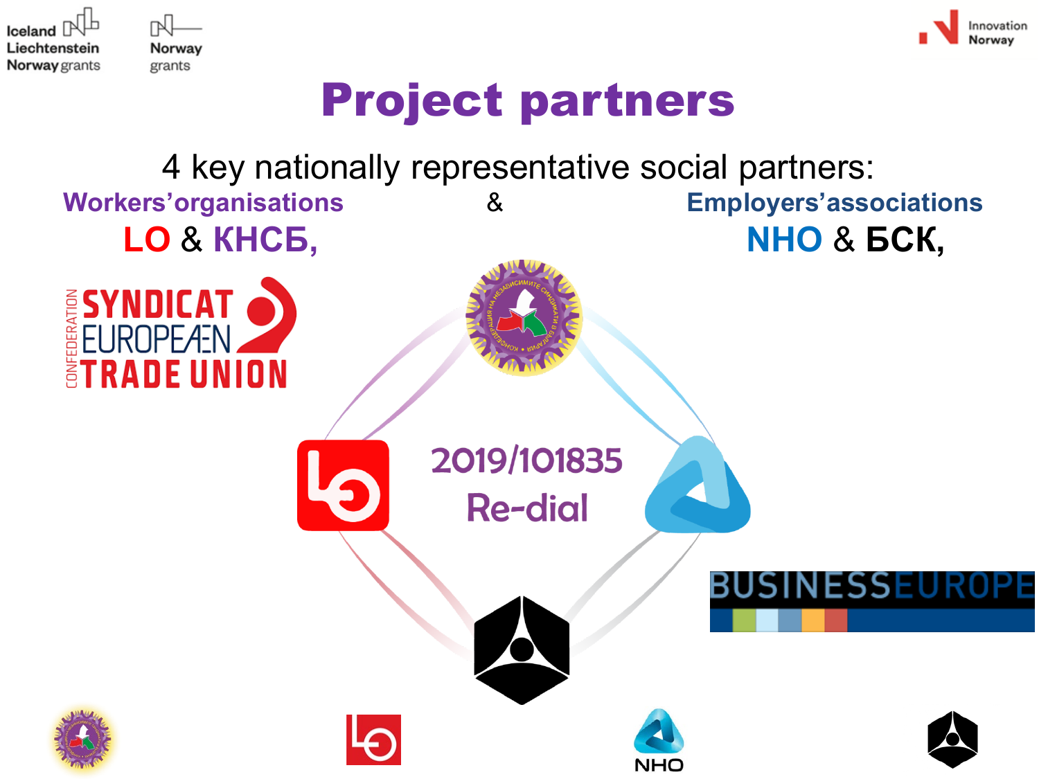# Project partners

4 key nationally representative social partners:

**Workers'organisations** & **Employers'associations**

**LO** & **КНСБ,** **NHO** & **БСК,**

2019/101835

Re-dial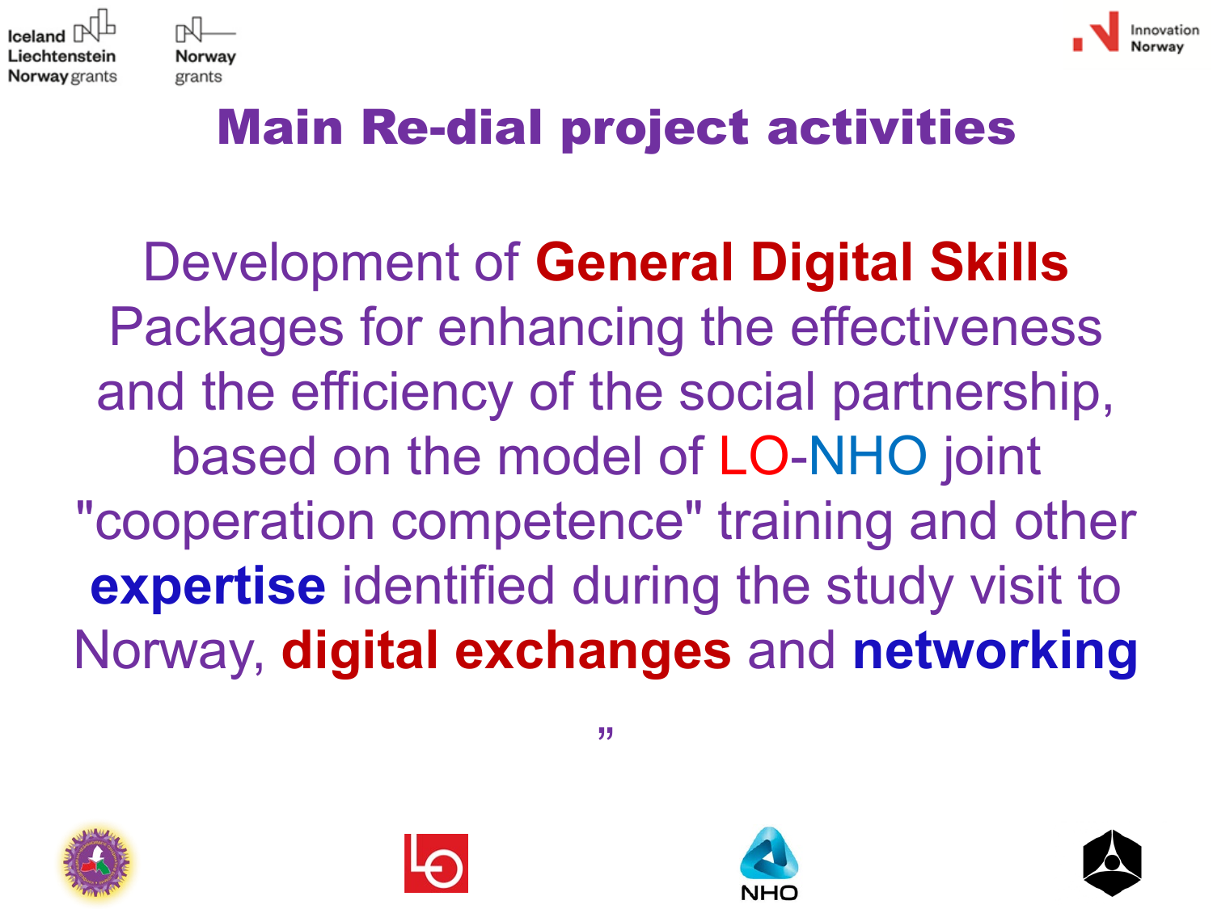# Main Re-dial project activities

Development of **General Digital Skills** Packages for enhancing the effectiveness and the efficiency of the social partnership, based on the model of LO-NHO joint "cooperation competence" training and other **expertise** identified during the study visit to Norway, **digital exchanges** and **networking**

"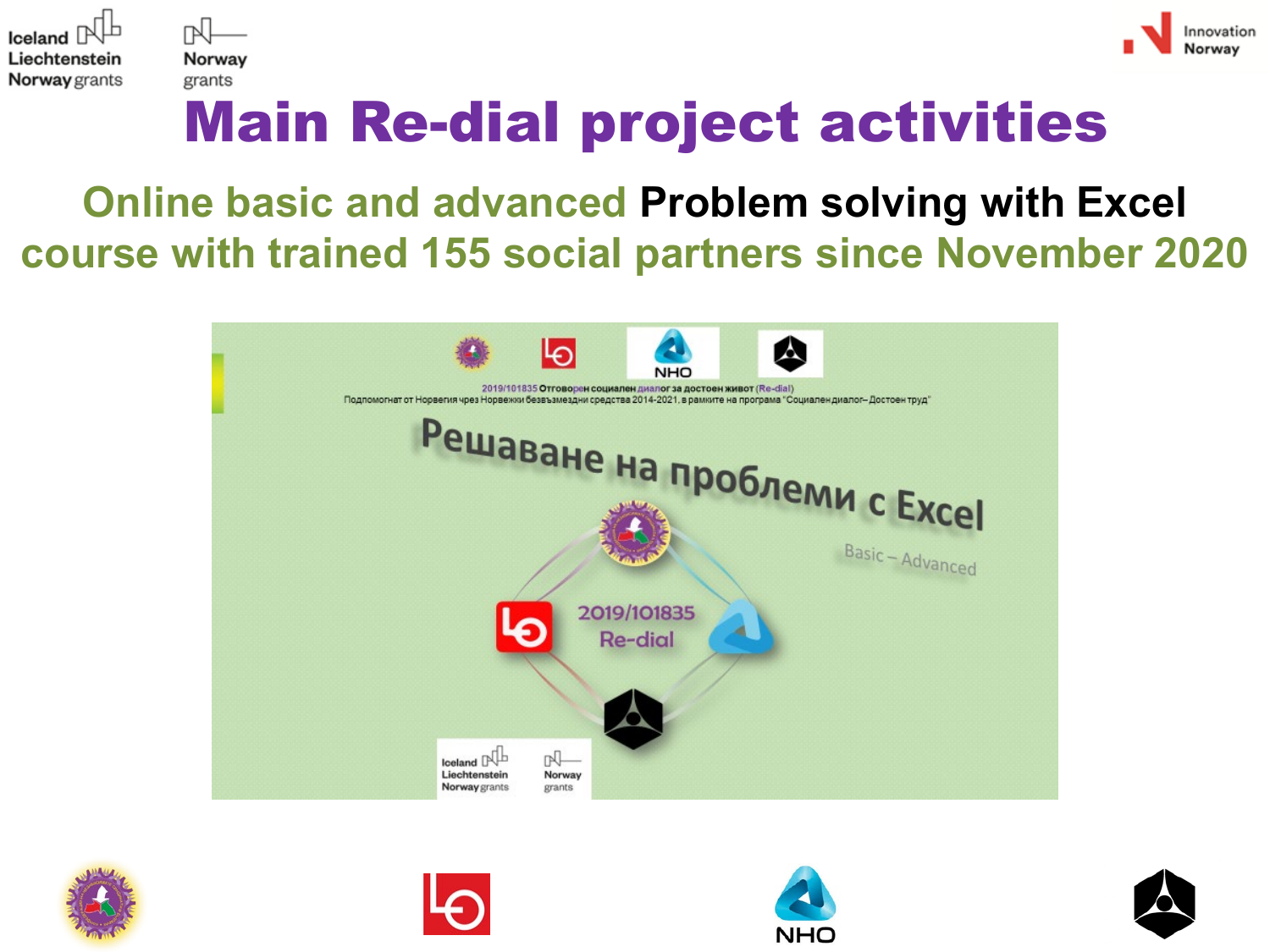# Main Re-dial project activities

## Online basic and advanced **Problem solving with Excel** course with trained 155 social partners since November 2020

2019/101835 Отговорен социален диалог за достоен живот (Re-dial)
Подпомогнат от Норвегия чрез Норвежки безвъзмездни средства 2014-2021, в рамките на програма "Социален диалог– Достоен труд"

Решаване на проблеми с Excel

Basic – Advanced

2019/101835
Re-dial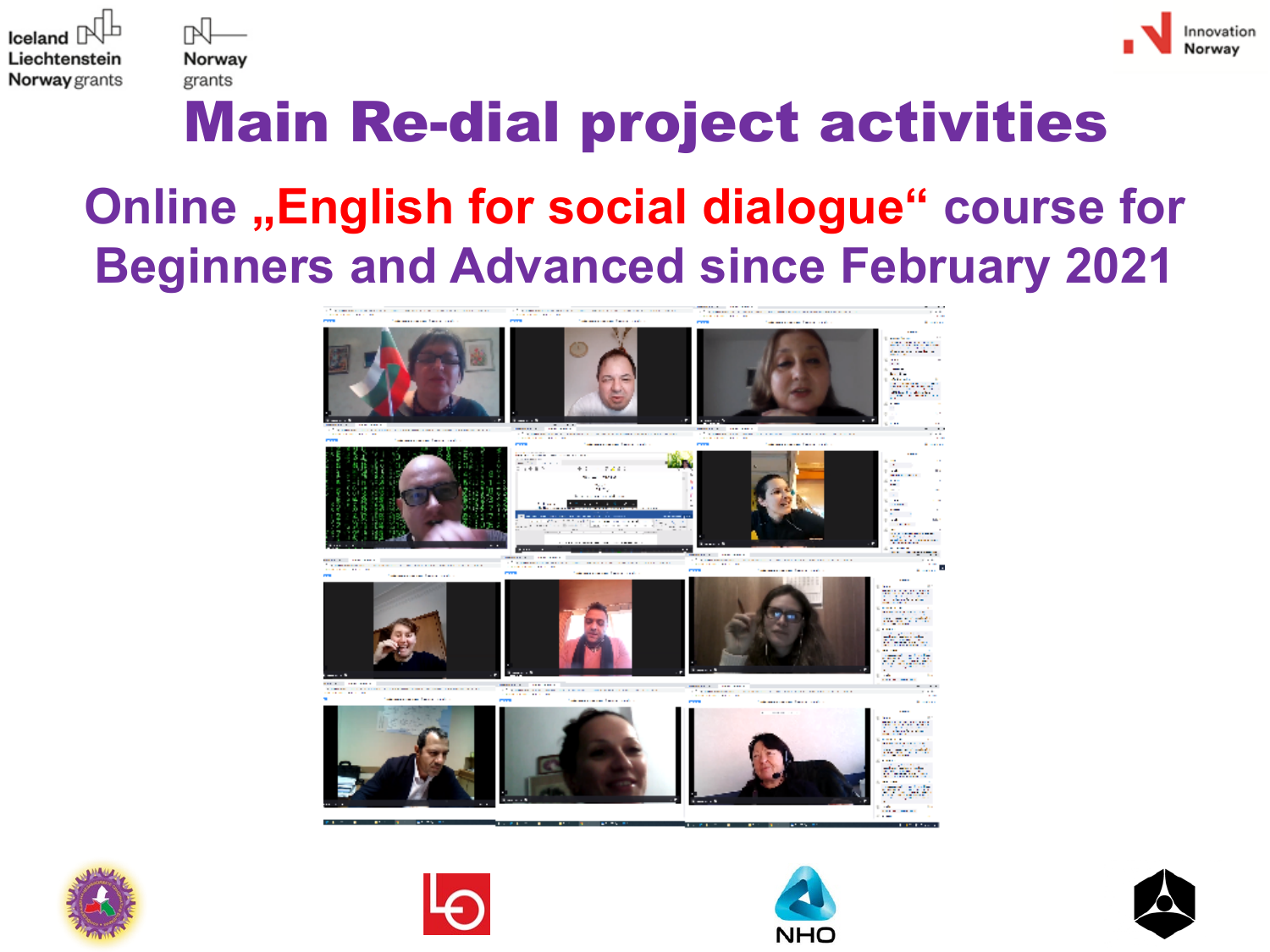# Main Re-dial project activities

## Online „English for social dialogue“ course for Beginners and Advanced since February 2021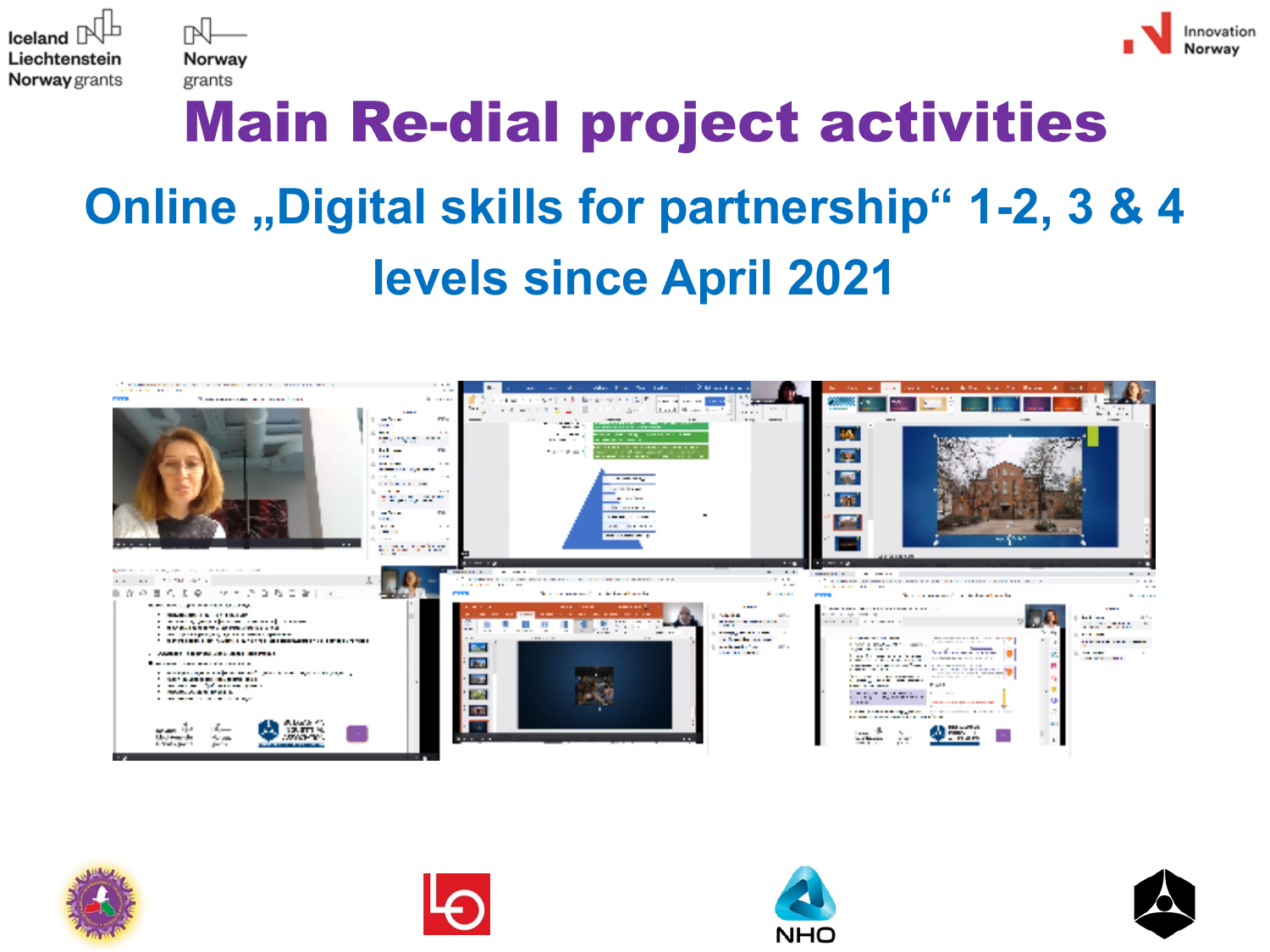Iceland Liechtenstein Norway grants

Norway grants

Innovation Norway

# Main Re-dial project activities

## Online „Digital skills for partnership“ 1-2, 3 & 4 levels since April 2021

NHO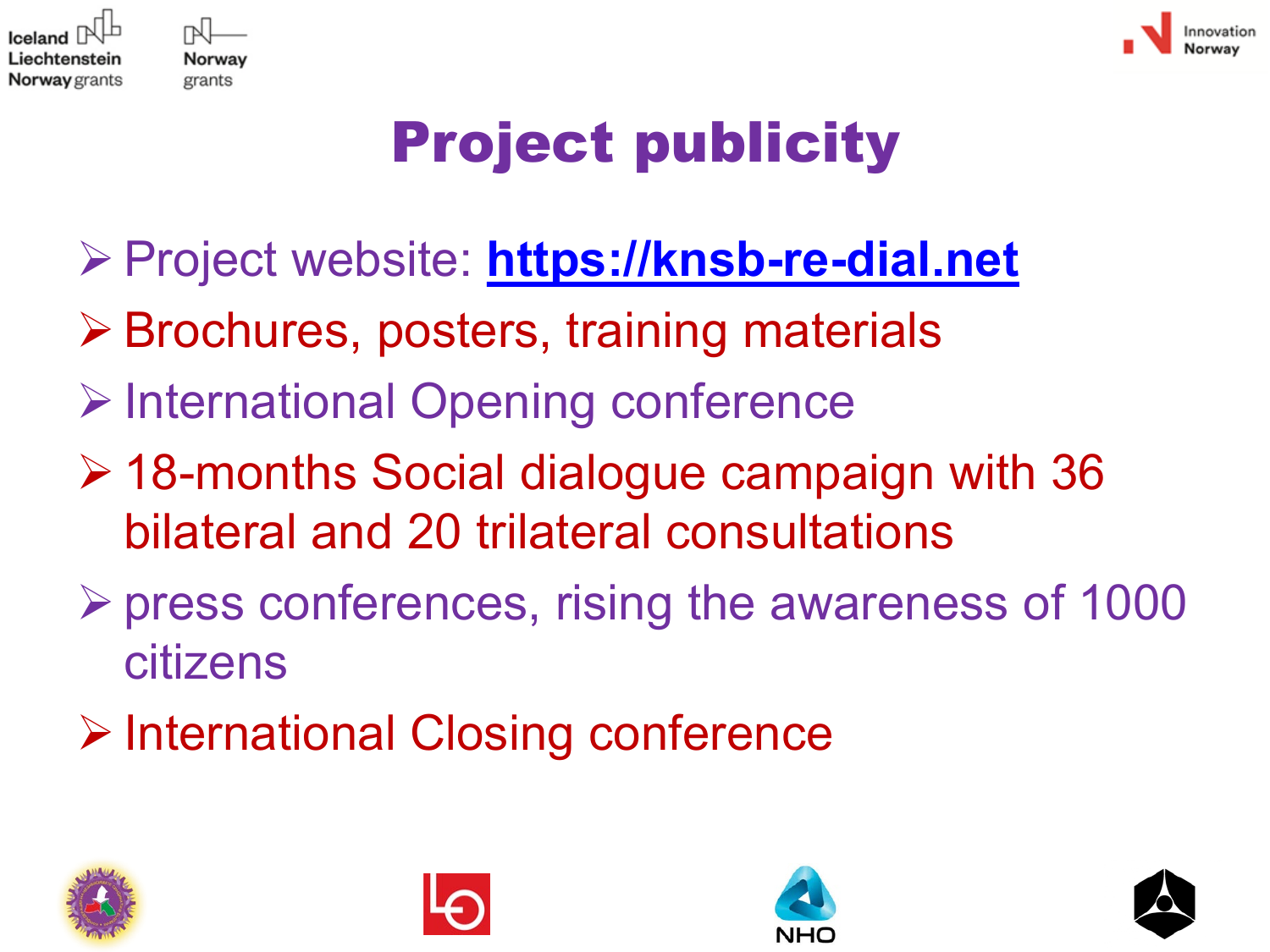# Project publicity

- Project website: [https://knsb-re-dial.net](https://knsb-re-dial.net)
- Brochures, posters, training materials
- International Opening conference
- 18-months Social dialogue campaign with 36 bilateral and 20 trilateral consultations
- press conferences, rising the awareness of 1000 citizens
- International Closing conference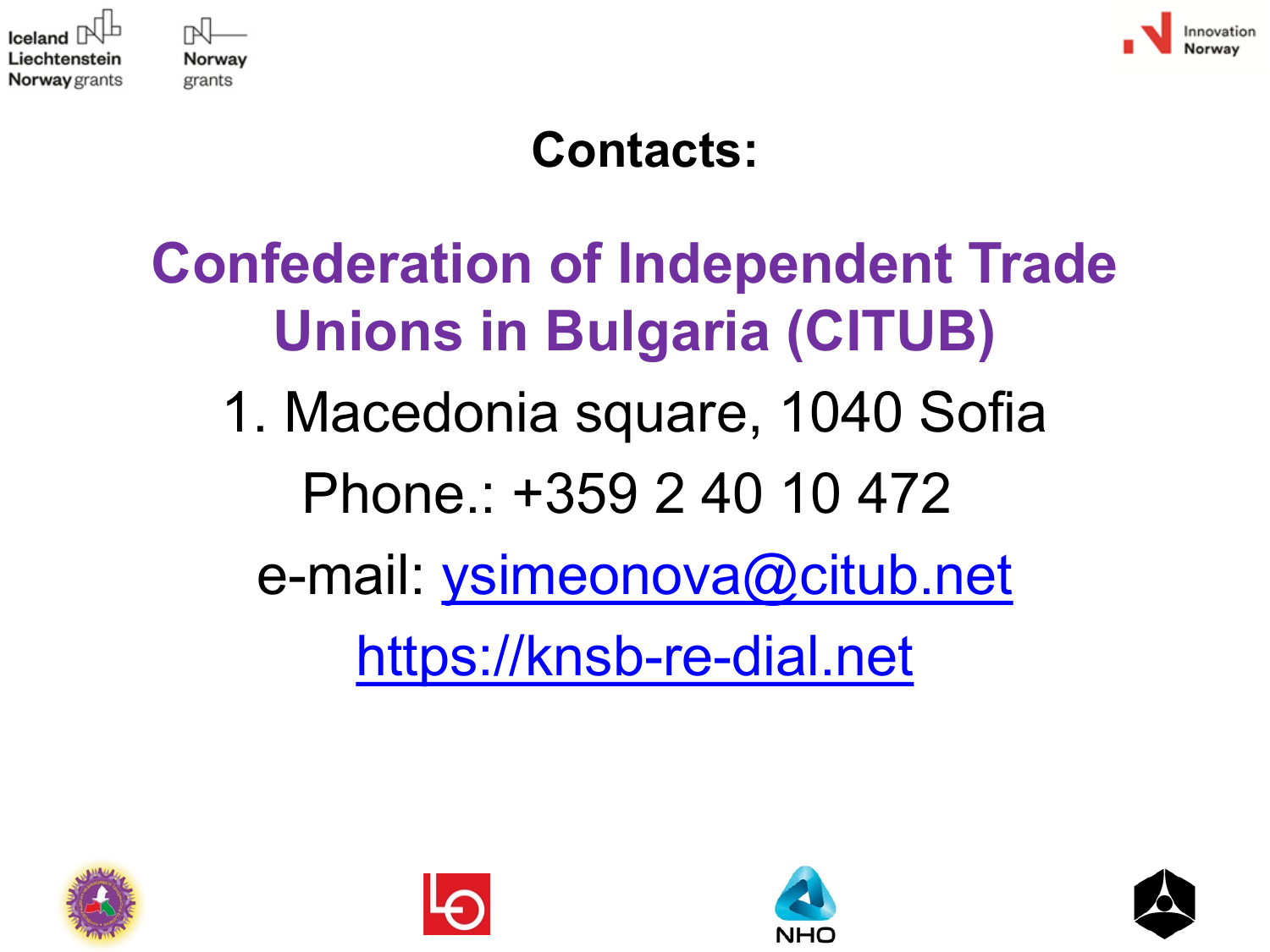# Contacts:

## Confederation of Independent Trade Unions in Bulgaria (CITUB)

1. Macedonia square, 1040 Sofia

Phone.: +359 2 40 10 472

e-mail: ysimeonova@citub.net

https://knsb-re-dial.net